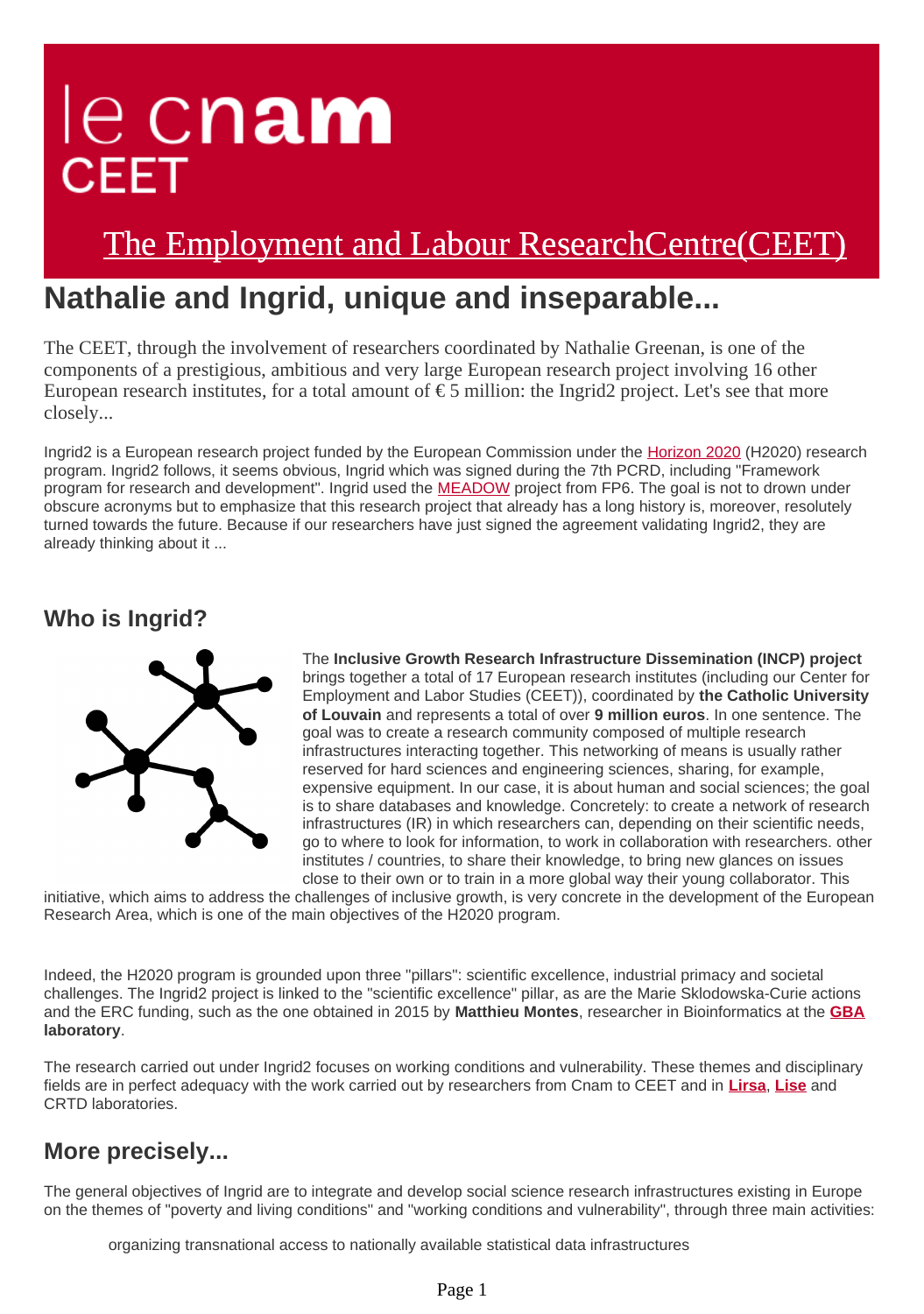# le cnam CEET

## The Employment and Labour ResearchCentre(CEET)

# Nathalie and Ingrid, unique and inseparable...

The CEET, through the involvement of researchers coordinated by Nathalie Greenan, is one of the components of a prestigious, ambitious and very large European research project involving 16 other European research institutes, for a total amount of € 5 million: the Ingrid2 project. Let's see that more closely...

Ingrid2 is a European research project funded by the European Commission under the Horizon 2020 (H2020) research program. Ingrid2 follows, it seems obvious, Ingrid which was signed during the 7th PCRD, including "Framework program for research and development". Ingrid used the MEADOW project from FP6. The goal is not to drown under obscure acronyms but to emphasize that this research project that already has a long history is, moreover, resolutely turned towards the future. Because if our researchers have just signed the agreement validating Ingrid2, they are already thinking about it ...

## Who is Ingrid?

The **Inclusive Growth Research Infrastructure Dissemination (INCP) project** brings together a total of 17 European research institutes (including our Center for Employment and Labor Studies (CEET)), coordinated by **the Catholic University of Louvain** and represents a total of over **9 million euros**. In one sentence. The goal was to create a research community composed of multiple research infrastructures interacting together. This networking of means is usually rather reserved for hard sciences and engineering sciences, sharing, for example, expensive equipment. In our case, it is about human and social sciences; the goal is to share databases and knowledge. Concretely: to create a network of research infrastructures (IR) in which researchers can, depending on their scientific needs, go to where to look for information, to work in collaboration with researchers. other institutes / countries, to share their knowledge, to bring new glances on issues close to their own or to train in a more global way their young collaborator. This initiative, which aims to address the challenges of inclusive growth, is very concrete in the development of the European Research Area, which is one of the main objectives of the H2020 program.

Indeed, the H2020 program is grounded upon three "pillars": scientific excellence, industrial primacy and societal challenges. The Ingrid2 project is linked to the "scientific excellence" pillar, as are the Marie Sklodowska-Curie actions and the ERC funding, such as the one obtained in 2015 by **Matthieu Montes**, researcher in Bioinformatics at the **GBA laboratory**.

The research carried out under Ingrid2 focuses on working conditions and vulnerability. These themes and disciplinary fields are in perfect adequacy with the work carried out by researchers from Cnam to CEET and in **Lirsa**, **Lise** and CRTD laboratories.

## More precisely...

The general objectives of Ingrid are to integrate and develop social science research infrastructures existing in Europe on the themes of "poverty and living conditions" and "working conditions and vulnerability", through three main activities:

- organizing transnational access to nationally available statistical data infrastructures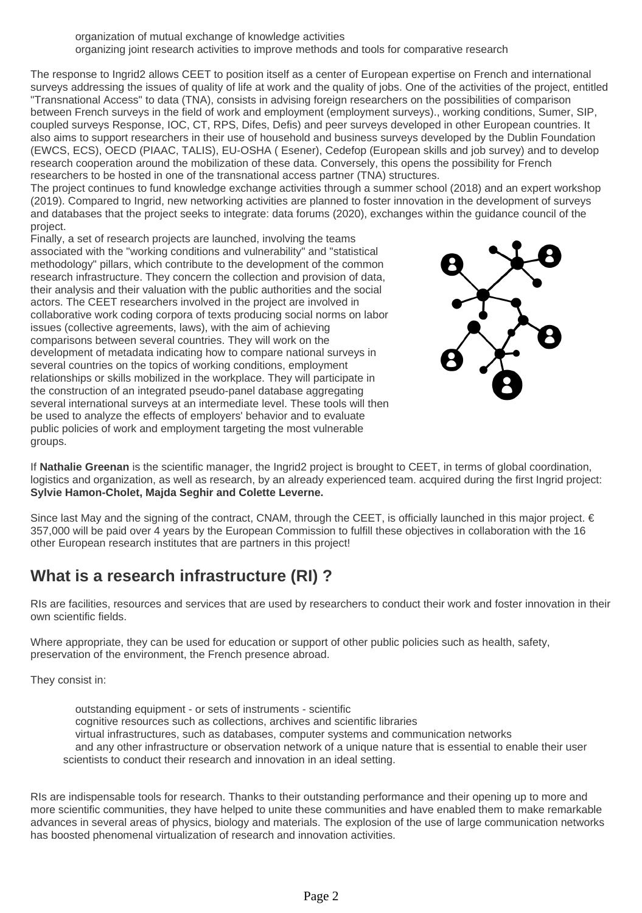- organization of mutual exchange of knowledge activities
- organizing joint research activities to improve methods and tools for comparative research

The response to Ingrid2 allows CEET to position itself as a center of European expertise on French and international surveys addressing the issues of quality of life at work and the quality of jobs. One of the activities of the project, entitled "Transnational Access" to data (TNA), consists in advising foreign researchers on the possibilities of comparison between French surveys in the field of work and employment (employment surveys)., working conditions, Sumer, SIP, coupled surveys Response, IOC, CT, RPS, Difes, Defis) and peer surveys developed in other European countries. It also aims to support researchers in their use of household and business surveys developed by the Dublin Foundation (EWCS, ECS), OECD (PIAAC, TALIS), EU-OSHA ( Esener), Cedefop (European skills and job survey) and to develop research cooperation around the mobilization of these data. Conversely, this opens the possibility for French researchers to be hosted in one of the transnational access partner (TNA) structures.
The project continues to fund knowledge exchange activities through a summer school (2018) and an expert workshop (2019). Compared to Ingrid, new networking activities are planned to foster innovation in the development of surveys and databases that the project seeks to integrate: data forums (2020), exchanges within the guidance council of the project.
Finally, a set of research projects are launched, involving the teams associated with the "working conditions and vulnerability" and "statistical methodology" pillars, which contribute to the development of the common research infrastructure. They concern the collection and provision of data, their analysis and their valuation with the public authorities and the social actors. The CEET researchers involved in the project are involved in collaborative work coding corpora of texts producing social norms on labor issues (collective agreements, laws), with the aim of achieving comparisons between several countries. They will work on the development of metadata indicating how to compare national surveys in several countries on the topics of working conditions, employment relationships or skills mobilized in the workplace. They will participate in the construction of an integrated pseudo-panel database aggregating several international surveys at an intermediate level. These tools will then be used to analyze the effects of employers' behavior and to evaluate public policies of work and employment targeting the most vulnerable groups.

If **Nathalie Greenan** is the scientific manager, the Ingrid2 project is brought to CEET, in terms of global coordination, logistics and organization, as well as research, by an already experienced team. acquired during the first Ingrid project: **Sylvie Hamon-Cholet, Majda Seghir and Colette Leverne.**

Since last May and the signing of the contract, CNAM, through the CEET, is officially launched in this major project. € 357,000 will be paid over 4 years by the European Commission to fulfill these objectives in collaboration with the 16 other European research institutes that are partners in this project!

## What is a research infrastructure (RI) ?

RIs are facilities, resources and services that are used by researchers to conduct their work and foster innovation in their own scientific fields.

Where appropriate, they can be used for education or support of other public policies such as health, safety, preservation of the environment, the French presence abroad.

They consist in:

- outstanding equipment - or sets of instruments - scientific
- cognitive resources such as collections, archives and scientific libraries
- virtual infrastructures, such as databases, computer systems and communication networks
- and any other infrastructure or observation network of a unique nature that is essential to enable their user scientists to conduct their research and innovation in an ideal setting.

RIs are indispensable tools for research. Thanks to their outstanding performance and their opening up to more and more scientific communities, they have helped to unite these communities and have enabled them to make remarkable advances in several areas of physics, biology and materials. The explosion of the use of large communication networks has boosted phenomenal virtualization of research and innovation activities.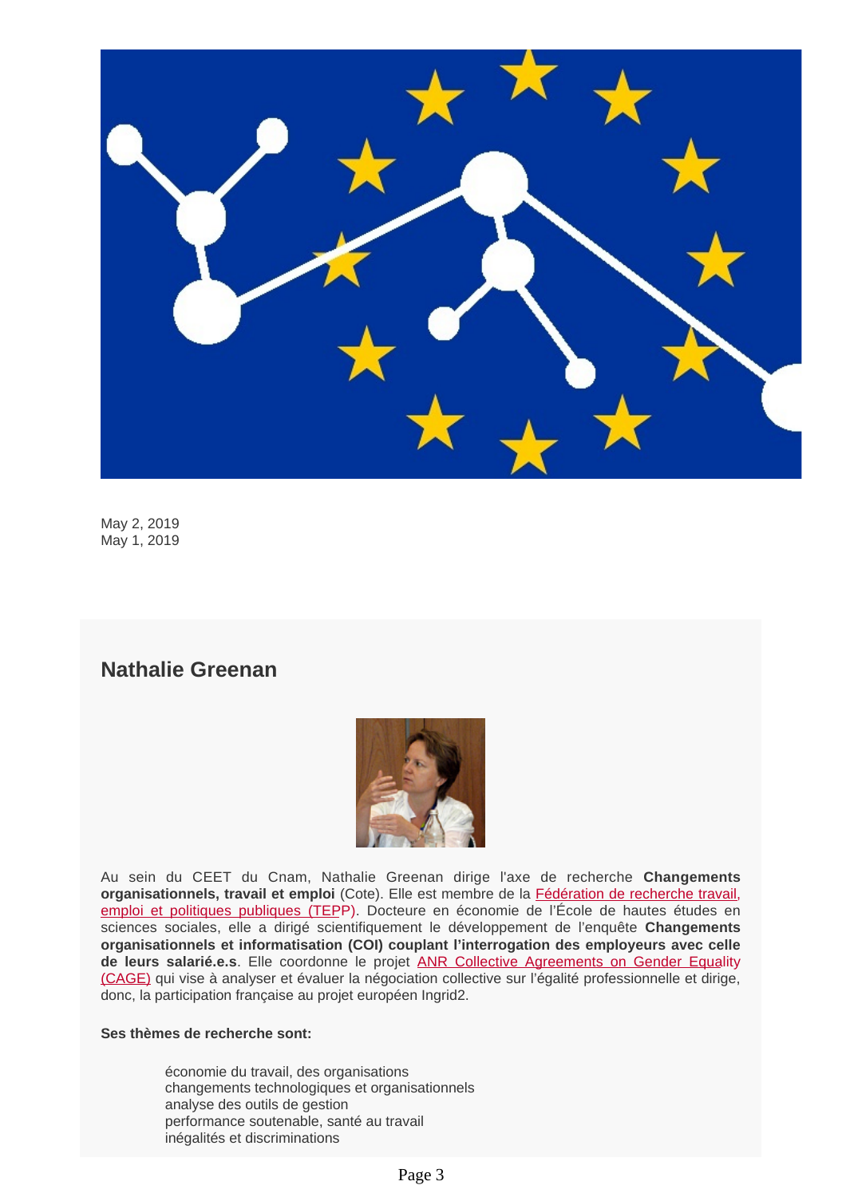May 2, 2019
May 1, 2019

## Nathalie Greenan

Au sein du CEET du Cnam, Nathalie Greenan dirige l'axe de recherche **Changements organisationnels, travail et emploi** (Cote). Elle est membre de la Fédération de recherche travail, emploi et politiques publiques (TEPP). Docteure en économie de l'École de hautes études en sciences sociales, elle a dirigé scientifiquement le développement de l'enquête **Changements organisationnels et informatisation (COI) couplant l'interrogation des employeurs avec celle de leurs salarié.e.s**. Elle coordonne le projet ANR Collective Agreements on Gender Equality (CAGE) qui vise à analyser et évaluer la négociation collective sur l'égalité professionnelle et dirige, donc, la participation française au projet européen Ingrid2.

**Ses thèmes de recherche sont:**

- économie du travail, des organisations
- changements technologiques et organisationnels
- analyse des outils de gestion
- performance soutenable, santé au travail
- inégalités et discriminations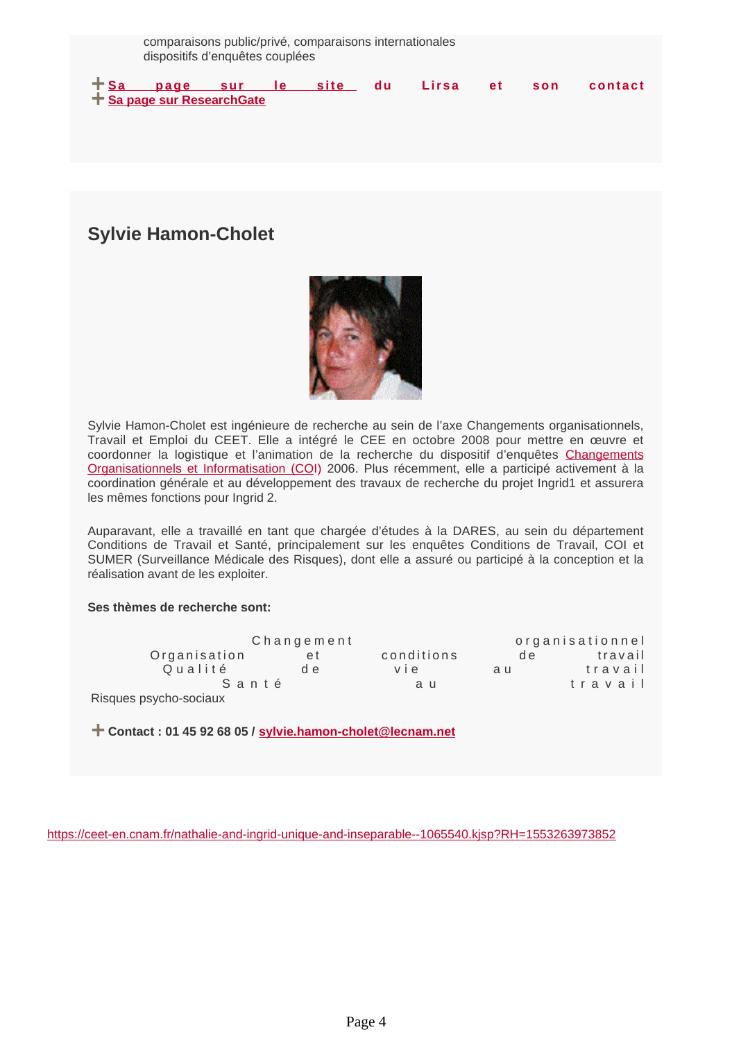comparaisons public/privé, comparaisons internationales
dispositifs d'enquêtes couplées

+ **Sa page sur le site du Lirsa et son contact**
+ **Sa page sur ResearchGate**

## Sylvie Hamon-Cholet

Sylvie Hamon-Cholet est ingénieure de recherche au sein de l'axe Changements organisationnels, Travail et Emploi du CEET. Elle a intégré le CEE en octobre 2008 pour mettre en œuvre et coordonner la logistique et l'animation de la recherche du dispositif d'enquêtes Changements Organisationnels et Informatisation (COI) 2006. Plus récemment, elle a participé activement à la coordination générale et au développement des travaux de recherche du projet Ingrid1 et assurera les mêmes fonctions pour Ingrid 2.

Auparavant, elle a travaillé en tant que chargée d'études à la DARES, au sein du département Conditions de Travail et Santé, principalement sur les enquêtes Conditions de Travail, COI et SUMER (Surveillance Médicale des Risques), dont elle a assuré ou participé à la conception et la réalisation avant de les exploiter.

**Ses thèmes de recherche sont:**

Changement organisationnel
Organisation et conditions de travail
Qualité de vie au travail
Santé au travail
Risques psycho-sociaux

+ **Contact : 01 45 92 68 05 / sylvie.hamon-cholet@lecnam.net**

https://ceet-en.cnam.fr/nathalie-and-ingrid-unique-and-inseparable--1065540.kjsp?RH=1553263973852